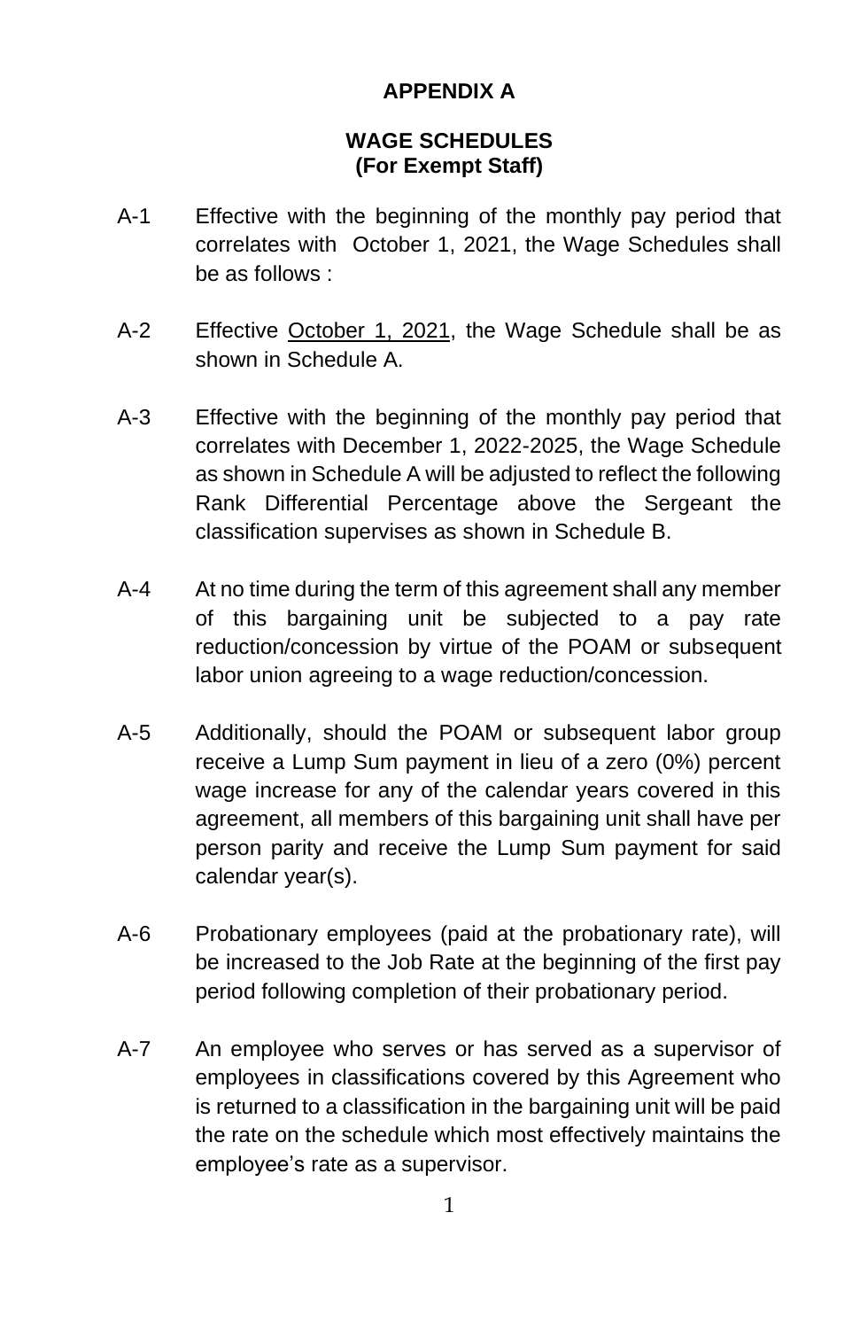# APPENDIX A

## WAGE SCHEDULES
## (For Exempt Staff)

A-1 Effective with the beginning of the monthly pay period that correlates with October 1, 2021, the Wage Schedules shall be as follows :

A-2 Effective October 1, 2021, the Wage Schedule shall be as shown in Schedule A.

A-3 Effective with the beginning of the monthly pay period that correlates with December 1, 2022-2025, the Wage Schedule as shown in Schedule A will be adjusted to reflect the following Rank Differential Percentage above the Sergeant the classification supervises as shown in Schedule B.

A-4 At no time during the term of this agreement shall any member of this bargaining unit be subjected to a pay rate reduction/concession by virtue of the POAM or subsequent labor union agreeing to a wage reduction/concession.

A-5 Additionally, should the POAM or subsequent labor group receive a Lump Sum payment in lieu of a zero (0%) percent wage increase for any of the calendar years covered in this agreement, all members of this bargaining unit shall have per person parity and receive the Lump Sum payment for said calendar year(s).

A-6 Probationary employees (paid at the probationary rate), will be increased to the Job Rate at the beginning of the first pay period following completion of their probationary period.

A-7 An employee who serves or has served as a supervisor of employees in classifications covered by this Agreement who is returned to a classification in the bargaining unit will be paid the rate on the schedule which most effectively maintains the employee's rate as a supervisor.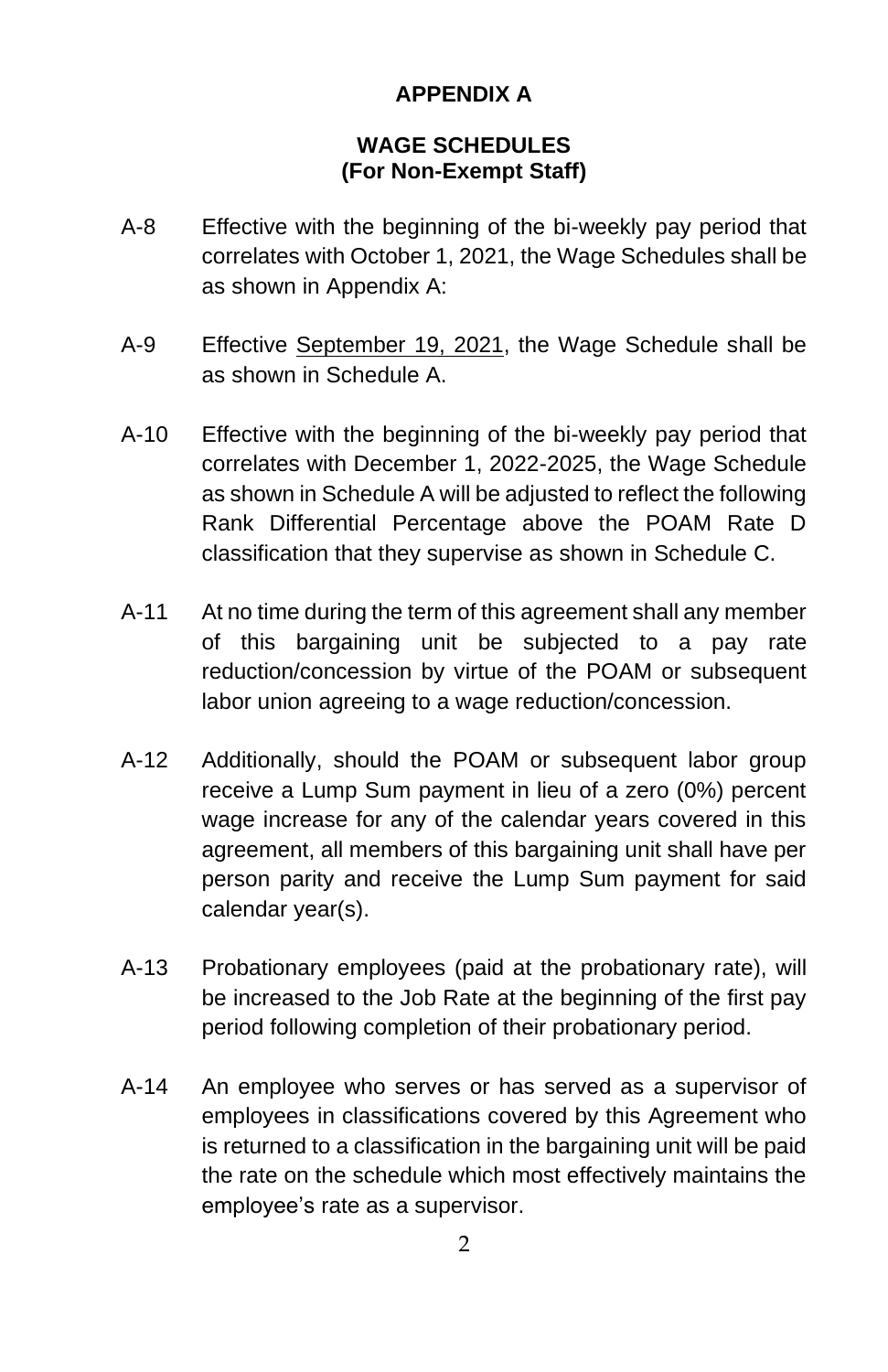# APPENDIX A

## WAGE SCHEDULES
## (For Non-Exempt Staff)

A-8 Effective with the beginning of the bi-weekly pay period that correlates with October 1, 2021, the Wage Schedules shall be as shown in Appendix A:

A-9 Effective <u>September 19, 2021</u>, the Wage Schedule shall be as shown in Schedule A.

A-10 Effective with the beginning of the bi-weekly pay period that correlates with December 1, 2022-2025, the Wage Schedule as shown in Schedule A will be adjusted to reflect the following Rank Differential Percentage above the POAM Rate D classification that they supervise as shown in Schedule C.

A-11 At no time during the term of this agreement shall any member of this bargaining unit be subjected to a pay rate reduction/concession by virtue of the POAM or subsequent labor union agreeing to a wage reduction/concession.

A-12 Additionally, should the POAM or subsequent labor group receive a Lump Sum payment in lieu of a zero (0%) percent wage increase for any of the calendar years covered in this agreement, all members of this bargaining unit shall have per person parity and receive the Lump Sum payment for said calendar year(s).

A-13 Probationary employees (paid at the probationary rate), will be increased to the Job Rate at the beginning of the first pay period following completion of their probationary period.

A-14 An employee who serves or has served as a supervisor of employees in classifications covered by this Agreement who is returned to a classification in the bargaining unit will be paid the rate on the schedule which most effectively maintains the employee's rate as a supervisor.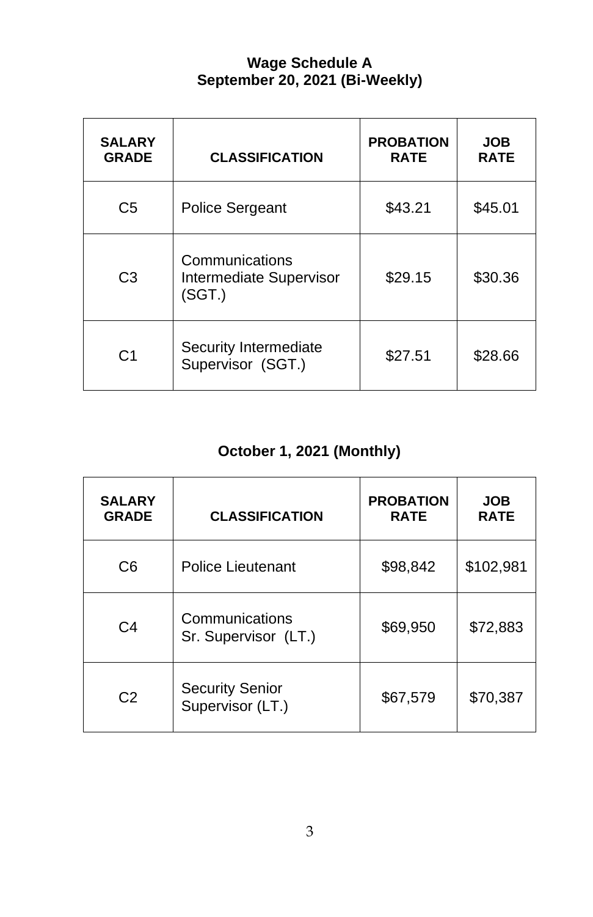## Wage Schedule A
### September 20, 2021 (Bi-Weekly)

| SALARY GRADE | CLASSIFICATION | PROBATION RATE | JOB RATE |
|---|---|---|---|
| C5 | Police Sergeant | $43.21 | $45.01 |
| C3 | Communications Intermediate Supervisor (SGT.) | $29.15 | $30.36 |
| C1 | Security Intermediate Supervisor (SGT.) | $27.51 | $28.66 |

### October 1, 2021 (Monthly)

| SALARY GRADE | CLASSIFICATION | PROBATION RATE | JOB RATE |
|---|---|---|---|
| C6 | Police Lieutenant | $98,842 | $102,981 |
| C4 | Communications Sr. Supervisor (LT.) | $69,950 | $72,883 |
| C2 | Security Senior Supervisor (LT.) | $67,579 | $70,387 |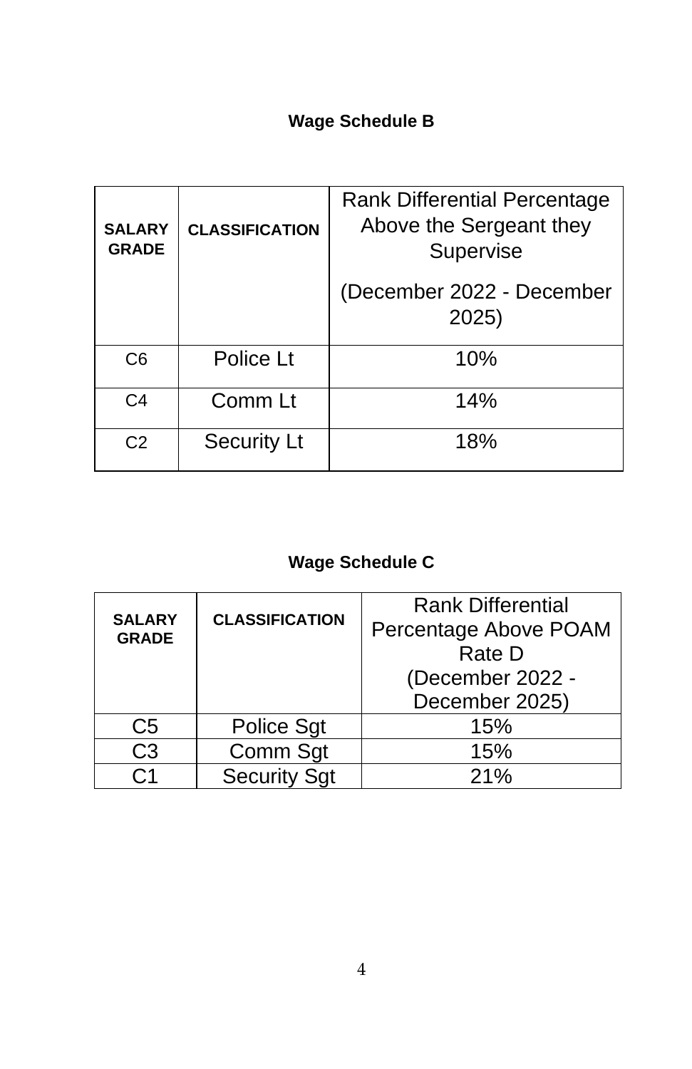**Wage Schedule B**

| SALARY GRADE | CLASSIFICATION | Rank Differential Percentage Above the Sergeant they Supervise (December 2022 - December 2025) |
|---|---|---|
| C6 | Police Lt | 10% |
| C4 | Comm Lt | 14% |
| C2 | Security Lt | 18% |

**Wage Schedule C**

| SALARY GRADE | CLASSIFICATION | Rank Differential Percentage Above POAM Rate D (December 2022 - December 2025) |
|---|---|---|
| C5 | Police Sgt | 15% |
| C3 | Comm Sgt | 15% |
| C1 | Security Sgt | 21% |